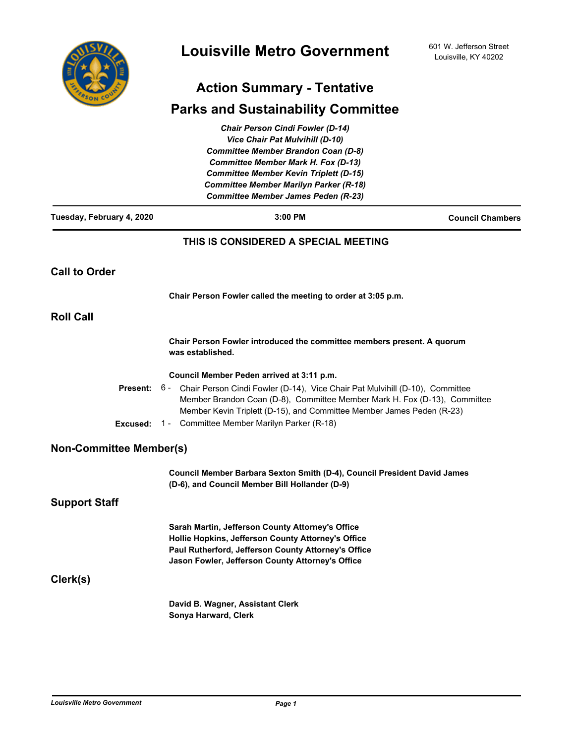# Louisville Metro Government

601 W. Jefferson Street
Louisville, KY 40202

## Action Summary - Tentative

## Parks and Sustainability Committee

*Chair Person Cindi Fowler (D-14)*
*Vice Chair Pat Mulvihill (D-10)*
*Committee Member Brandon Coan (D-8)*
*Committee Member Mark H. Fox (D-13)*
*Committee Member Kevin Triplett (D-15)*
*Committee Member Marilyn Parker (R-18)*
*Committee Member James Peden (R-23)*

**Tuesday, February 4, 2020** | **3:00 PM** | **Council Chambers**

**THIS IS CONSIDERED A SPECIAL MEETING**

## Call to Order

**Chair Person Fowler called the meeting to order at 3:05 p.m.**

## Roll Call

**Chair Person Fowler introduced the committee members present. A quorum was established.**

**Council Member Peden arrived at 3:11 p.m.**

**Present:** 6 - Chair Person Cindi Fowler (D-14), Vice Chair Pat Mulvihill (D-10), Committee Member Brandon Coan (D-8), Committee Member Mark H. Fox (D-13), Committee Member Kevin Triplett (D-15), and Committee Member James Peden (R-23)

**Excused:** 1 - Committee Member Marilyn Parker (R-18)

## Non-Committee Member(s)

**Council Member Barbara Sexton Smith (D-4), Council President David James (D-6), and Council Member Bill Hollander (D-9)**

## Support Staff

**Sarah Martin, Jefferson County Attorney's Office**
**Hollie Hopkins, Jefferson County Attorney's Office**
**Paul Rutherford, Jefferson County Attorney's Office**
**Jason Fowler, Jefferson County Attorney's Office**

## Clerk(s)

**David B. Wagner, Assistant Clerk**
**Sonya Harward, Clerk**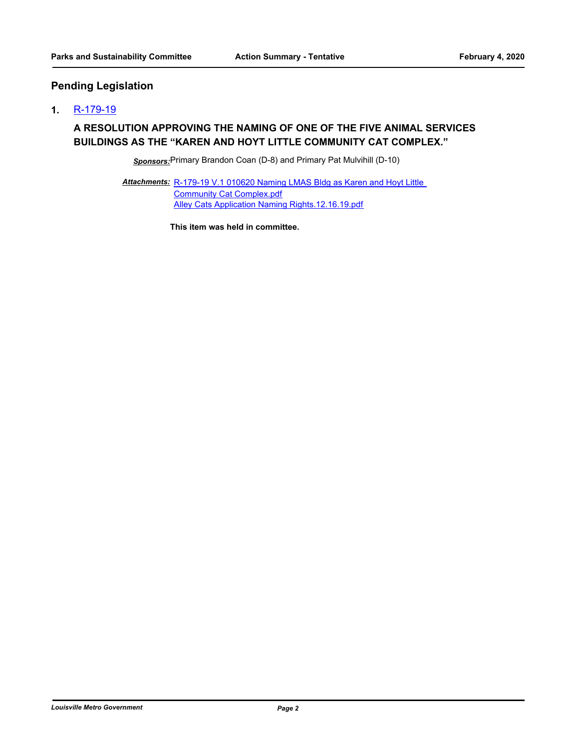## Pending Legislation

**1.** R-179-19

**A RESOLUTION APPROVING THE NAMING OF ONE OF THE FIVE ANIMAL SERVICES BUILDINGS AS THE "KAREN AND HOYT LITTLE COMMUNITY CAT COMPLEX."**

***Sponsors:*** Primary Brandon Coan (D-8) and Primary Pat Mulvihill (D-10)

***Attachments:*** R-179-19 V.1 010620 Naming LMAS Bldg as Karen and Hoyt Little Community Cat Complex.pdf
Alley Cats Application Naming Rights.12.16.19.pdf

**This item was held in committee.**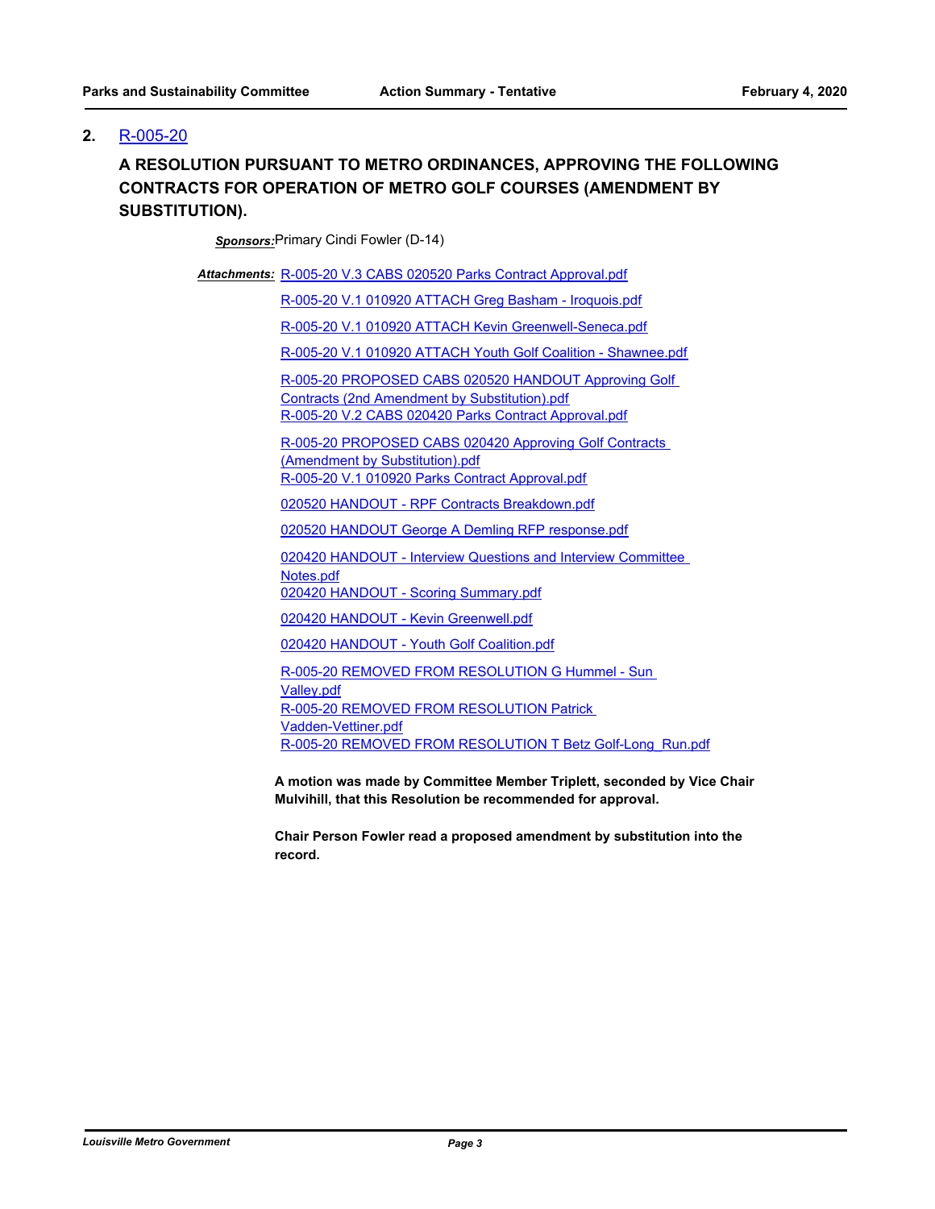## 2. R-005-20

**A RESOLUTION PURSUANT TO METRO ORDINANCES, APPROVING THE FOLLOWING CONTRACTS FOR OPERATION OF METRO GOLF COURSES (AMENDMENT BY SUBSTITUTION).**

***Sponsors:*** Primary Cindi Fowler (D-14)

***Attachments:***
- R-005-20 V.3 CABS 020520 Parks Contract Approval.pdf
- R-005-20 V.1 010920 ATTACH Greg Basham - Iroquois.pdf
- R-005-20 V.1 010920 ATTACH Kevin Greenwell-Seneca.pdf
- R-005-20 V.1 010920 ATTACH Youth Golf Coalition - Shawnee.pdf
- R-005-20 PROPOSED CABS 020520 HANDOUT Approving Golf Contracts (2nd Amendment by Substitution).pdf
- R-005-20 V.2 CABS 020420 Parks Contract Approval.pdf
- R-005-20 PROPOSED CABS 020420 Approving Golf Contracts (Amendment by Substitution).pdf
- R-005-20 V.1 010920 Parks Contract Approval.pdf
- 020520 HANDOUT - RPF Contracts Breakdown.pdf
- 020520 HANDOUT George A Demling RFP response.pdf
- 020420 HANDOUT - Interview Questions and Interview Committee Notes.pdf
- 020420 HANDOUT - Scoring Summary.pdf
- 020420 HANDOUT - Kevin Greenwell.pdf
- 020420 HANDOUT - Youth Golf Coalition.pdf
- R-005-20 REMOVED FROM RESOLUTION G Hummel - Sun Valley.pdf
- R-005-20 REMOVED FROM RESOLUTION Patrick Vadden-Vettiner.pdf
- R-005-20 REMOVED FROM RESOLUTION T Betz Golf-Long_Run.pdf

**A motion was made by Committee Member Triplett, seconded by Vice Chair Mulvihill, that this Resolution be recommended for approval.**

**Chair Person Fowler read a proposed amendment by substitution into the record.**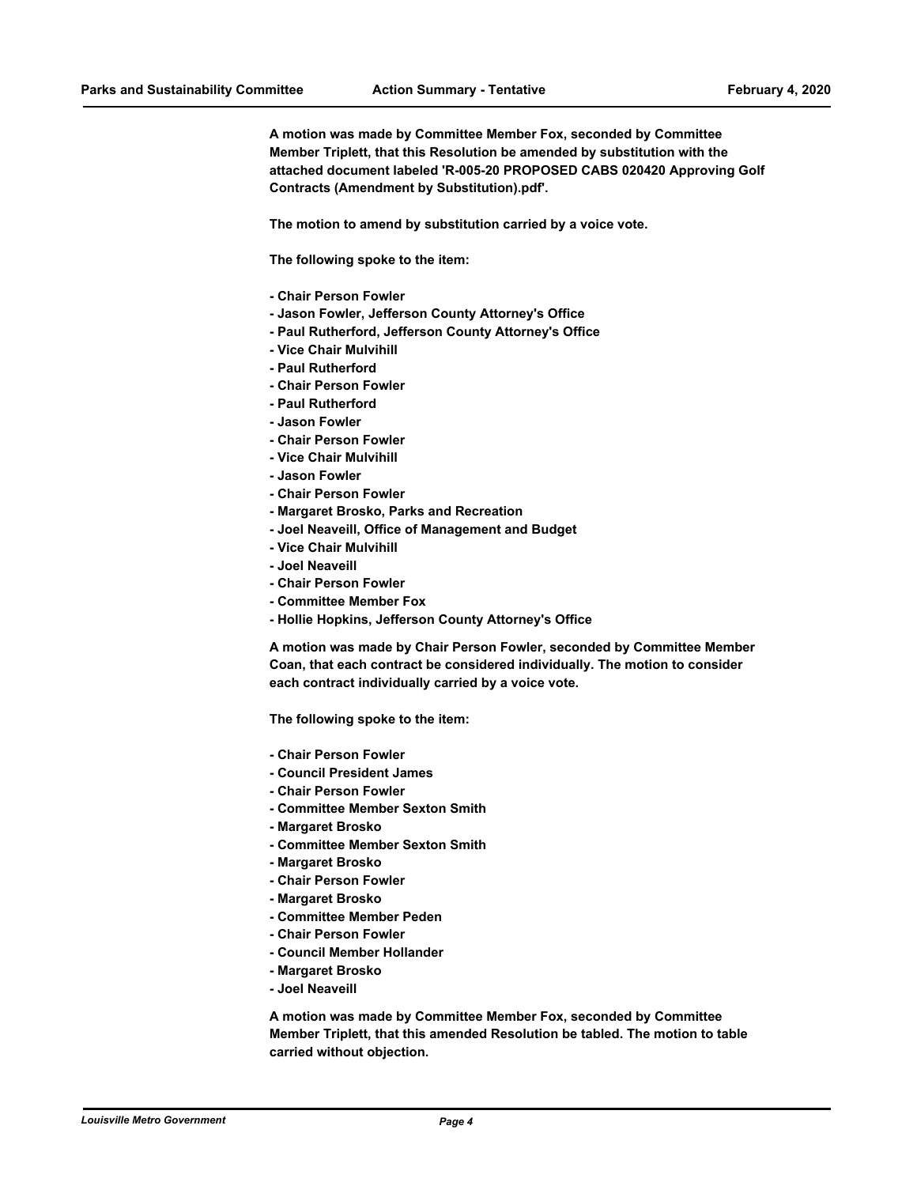**A motion was made by Committee Member Fox, seconded by Committee Member Triplett, that this Resolution be amended by substitution with the attached document labeled 'R-005-20 PROPOSED CABS 020420 Approving Golf Contracts (Amendment by Substitution).pdf'.**

**The motion to amend by substitution carried by a voice vote.**

**The following spoke to the item:**

- **Chair Person Fowler**
- **Jason Fowler, Jefferson County Attorney's Office**
- **Paul Rutherford, Jefferson County Attorney's Office**
- **Vice Chair Mulvihill**
- **Paul Rutherford**
- **Chair Person Fowler**
- **Paul Rutherford**
- **Jason Fowler**
- **Chair Person Fowler**
- **Vice Chair Mulvihill**
- **Jason Fowler**
- **Chair Person Fowler**
- **Margaret Brosko, Parks and Recreation**
- **Joel Neaveill, Office of Management and Budget**
- **Vice Chair Mulvihill**
- **Joel Neaveill**
- **Chair Person Fowler**
- **Committee Member Fox**
- **Hollie Hopkins, Jefferson County Attorney's Office**

**A motion was made by Chair Person Fowler, seconded by Committee Member Coan, that each contract be considered individually. The motion to consider each contract individually carried by a voice vote.**

**The following spoke to the item:**

- **Chair Person Fowler**
- **Council President James**
- **Chair Person Fowler**
- **Committee Member Sexton Smith**
- **Margaret Brosko**
- **Committee Member Sexton Smith**
- **Margaret Brosko**
- **Chair Person Fowler**
- **Margaret Brosko**
- **Committee Member Peden**
- **Chair Person Fowler**
- **Council Member Hollander**
- **Margaret Brosko**
- **Joel Neaveill**

**A motion was made by Committee Member Fox, seconded by Committee Member Triplett, that this amended Resolution be tabled. The motion to table carried without objection.**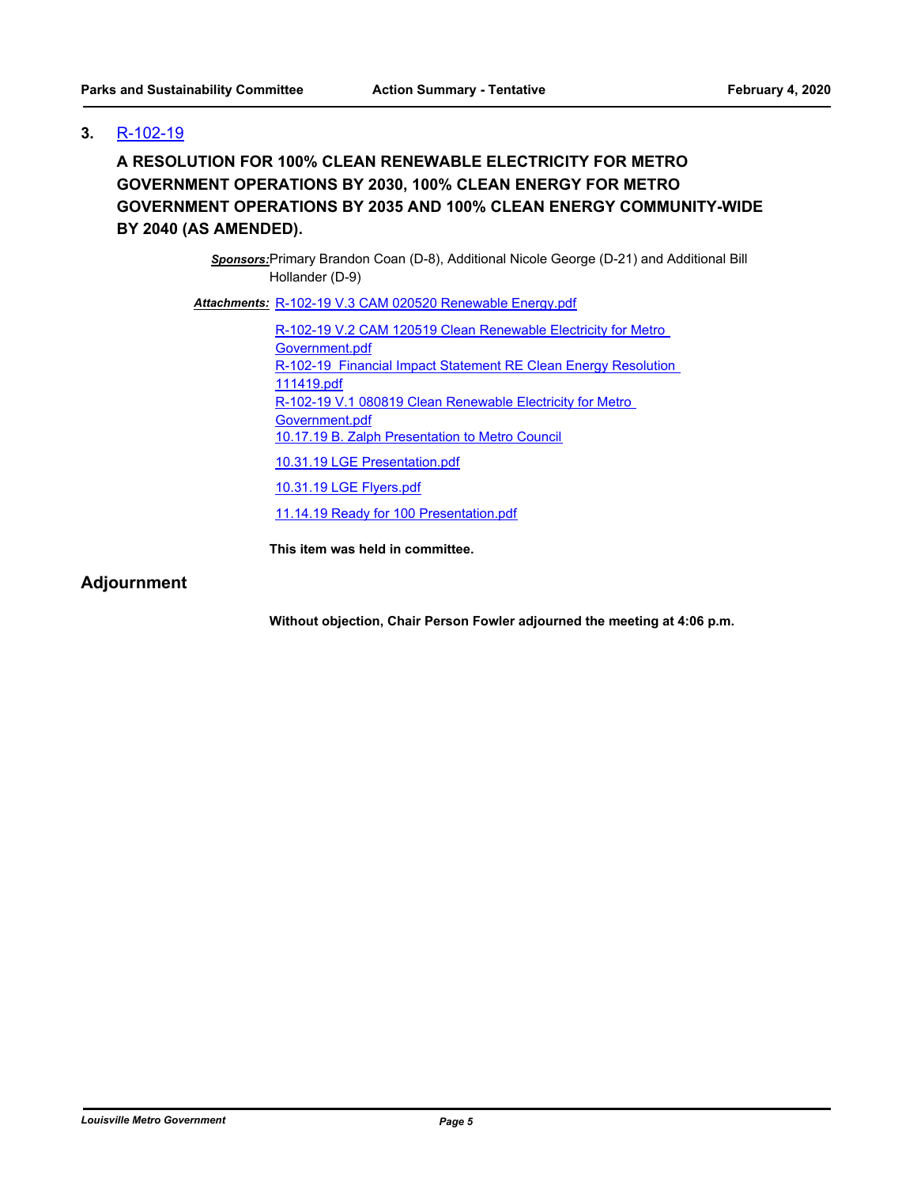**3.** R-102-19

**A RESOLUTION FOR 100% CLEAN RENEWABLE ELECTRICITY FOR METRO GOVERNMENT OPERATIONS BY 2030, 100% CLEAN ENERGY FOR METRO GOVERNMENT OPERATIONS BY 2035 AND 100% CLEAN ENERGY COMMUNITY-WIDE BY 2040 (AS AMENDED).**

***Sponsors:*** Primary Brandon Coan (D-8), Additional Nicole George (D-21) and Additional Bill Hollander (D-9)

***Attachments:*** R-102-19 V.3 CAM 020520 Renewable Energy.pdf

R-102-19 V.2 CAM 120519 Clean Renewable Electricity for Metro Government.pdf

R-102-19 Financial Impact Statement RE Clean Energy Resolution 111419.pdf

R-102-19 V.1 080819 Clean Renewable Electricity for Metro Government.pdf

10.17.19 B. Zalph Presentation to Metro Council

10.31.19 LGE Presentation.pdf

10.31.19 LGE Flyers.pdf

11.14.19 Ready for 100 Presentation.pdf

**This item was held in committee.**

## Adjournment

**Without objection, Chair Person Fowler adjourned the meeting at 4:06 p.m.**